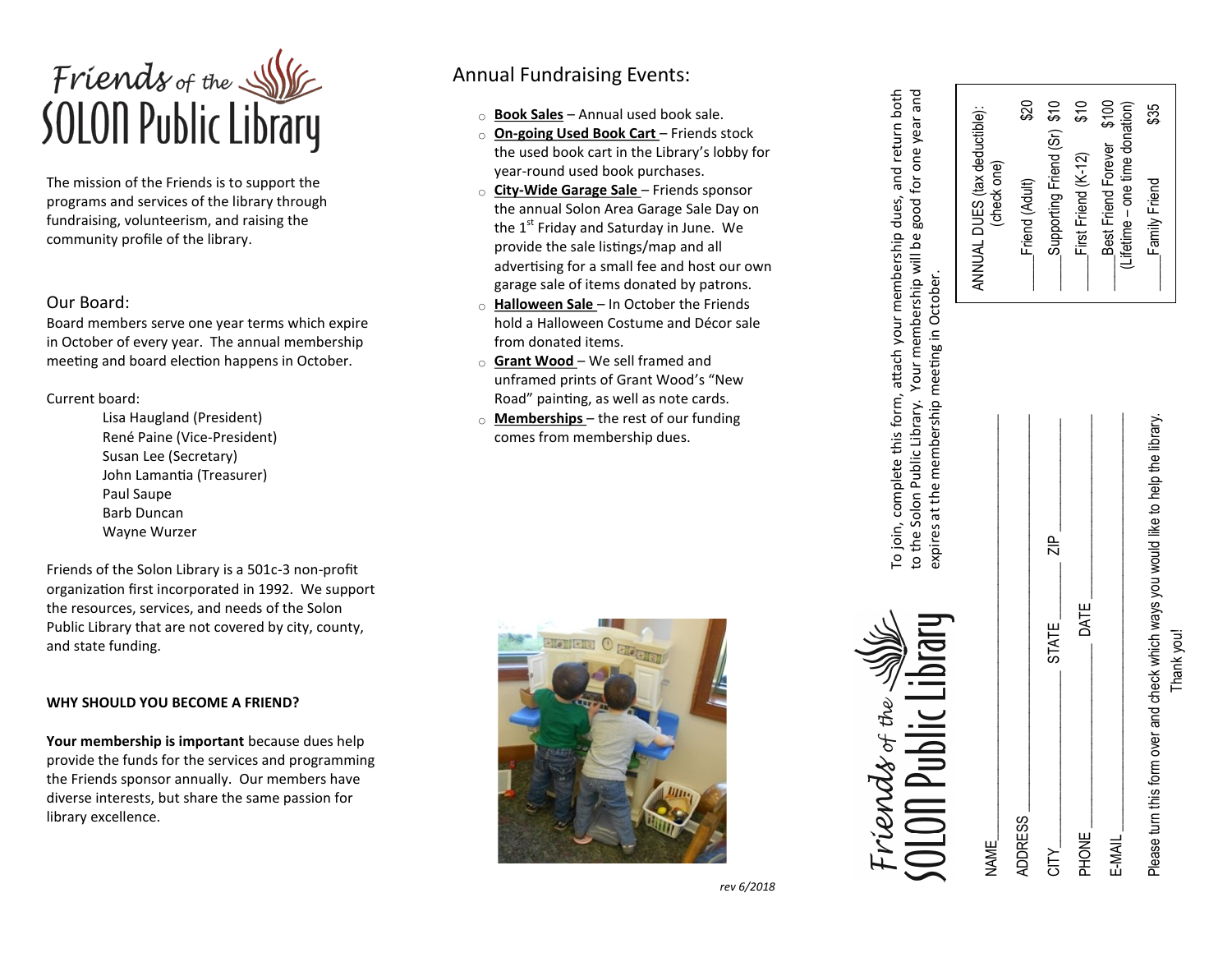# Friends of the SOLON Public Library

The mission of the Friends is to support the programs and services of the library through fundraising, volunteerism, and raising the community profile of the library.

## Our Board:

Board members serve one year terms which expire in October of every year. The annual membership meeting and board election happens in October.

Current board:

- Lisa Haugland (President)
- René Paine (Vice-President)
- Susan Lee (Secretary)
- John Lamantia (Treasurer)
- Paul Saupe
- Barb Duncan
- Wayne Wurzer

Friends of the Solon Library is a 501c-3 non-profit organization first incorporated in 1992. We support the resources, services, and needs of the Solon Public Library that are not covered by city, county, and state funding.

**WHY SHOULD YOU BECOME A FRIEND?**

**Your membership is important** because dues help provide the funds for the services and programming the Friends sponsor annually. Our members have diverse interests, but share the same passion for library excellence.

## Annual Fundraising Events:

- **Book Sales** – Annual used book sale.
- **On-going Used Book Cart** – Friends stock the used book cart in the Library's lobby for year-round used book purchases.
- **City-Wide Garage Sale** – Friends sponsor the annual Solon Area Garage Sale Day on the 1st Friday and Saturday in June. We provide the sale listings/map and all advertising for a small fee and host our own garage sale of items donated by patrons.
- **Halloween Sale** – In October the Friends hold a Halloween Costume and Décor sale from donated items.
- **Grant Wood** – We sell framed and unframed prints of Grant Wood's "New Road" painting, as well as note cards.
- **Memberships** – the rest of our funding comes from membership dues.

*rev 6/2018*

# Friends of the SOLON Public Library

To join, complete this form, attach your membership dues, and return both to the Solon Public Library. Your membership will be good for one year and expires at the membership meeting in October.

ANNUAL DUES (tax deductible): (check one)

- ____Friend (Adult) $20
- ____Supporting Friend (Sr) $10
- ____First Friend (K-12) $10
- ____Best Friend Forever $100 (Lifetime – one time donation)
- ____Family Friend $35

NAME ____________________________________________

ADDRESS ________________________________________

CITY ____________ STATE ______ ZIP ____________

PHONE ____________________ DATE ______________

E-MAIL __________________________________________

Please turn this form over and check which ways you would like to help the library.
Thank you!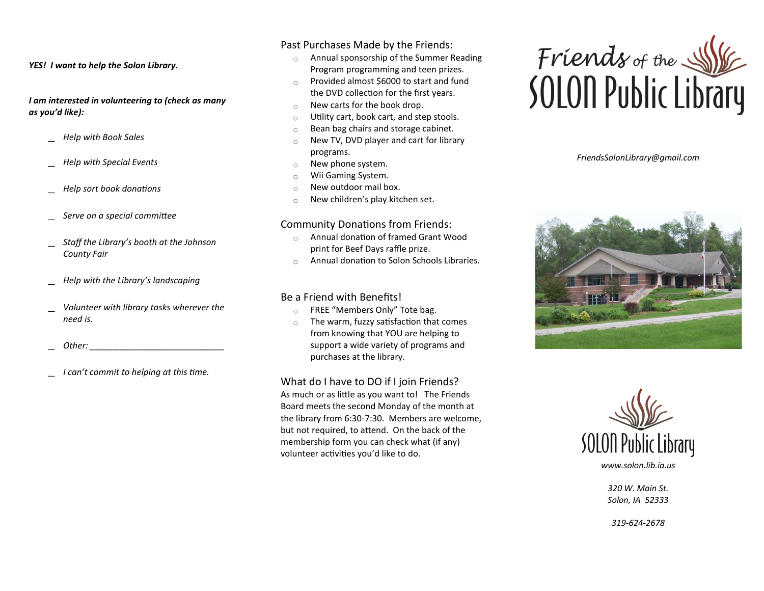***YES! I want to help the Solon Library.***

***I am interested in volunteering to (check as many as you'd like):***

- _ *Help with Book Sales*
- _ *Help with Special Events*
- _ *Help sort book donations*
- _ *Serve on a special committee*
- _ *Staff the Library's booth at the Johnson County Fair*
- _ *Help with the Library's landscaping*
- _ *Volunteer with library tasks wherever the need is.*
- _ *Other: ____________________________*
- _ *I can't commit to helping at this time.*

## Past Purchases Made by the Friends:

- Annual sponsorship of the Summer Reading Program programming and teen prizes.
- Provided almost $6000 to start and fund the DVD collection for the first years.
- New carts for the book drop.
- Utility cart, book cart, and step stools.
- Bean bag chairs and storage cabinet.
- New TV, DVD player and cart for library programs.
- New phone system.
- Wii Gaming System.
- New outdoor mail box.
- New children's play kitchen set.

## Community Donations from Friends:

- Annual donation of framed Grant Wood print for Beef Days raffle prize.
- Annual donation to Solon Schools Libraries.

## Be a Friend with Benefits!

- FREE "Members Only" Tote bag.
- The warm, fuzzy satisfaction that comes from knowing that YOU are helping to support a wide variety of programs and purchases at the library.

## What do I have to DO if I join Friends?

As much or as little as you want to! The Friends Board meets the second Monday of the month at the library from 6:30-7:30. Members are welcome, but not required, to attend. On the back of the membership form you can check what (if any) volunteer activities you'd like to do.

# Friends of the SOLON Public Library

*FriendsSolonLibrary@gmail.com*

SOLON Public Library

*www.solon.lib.ia.us*

*320 W. Main St.*
*Solon, IA 52333*

*319-624-2678*